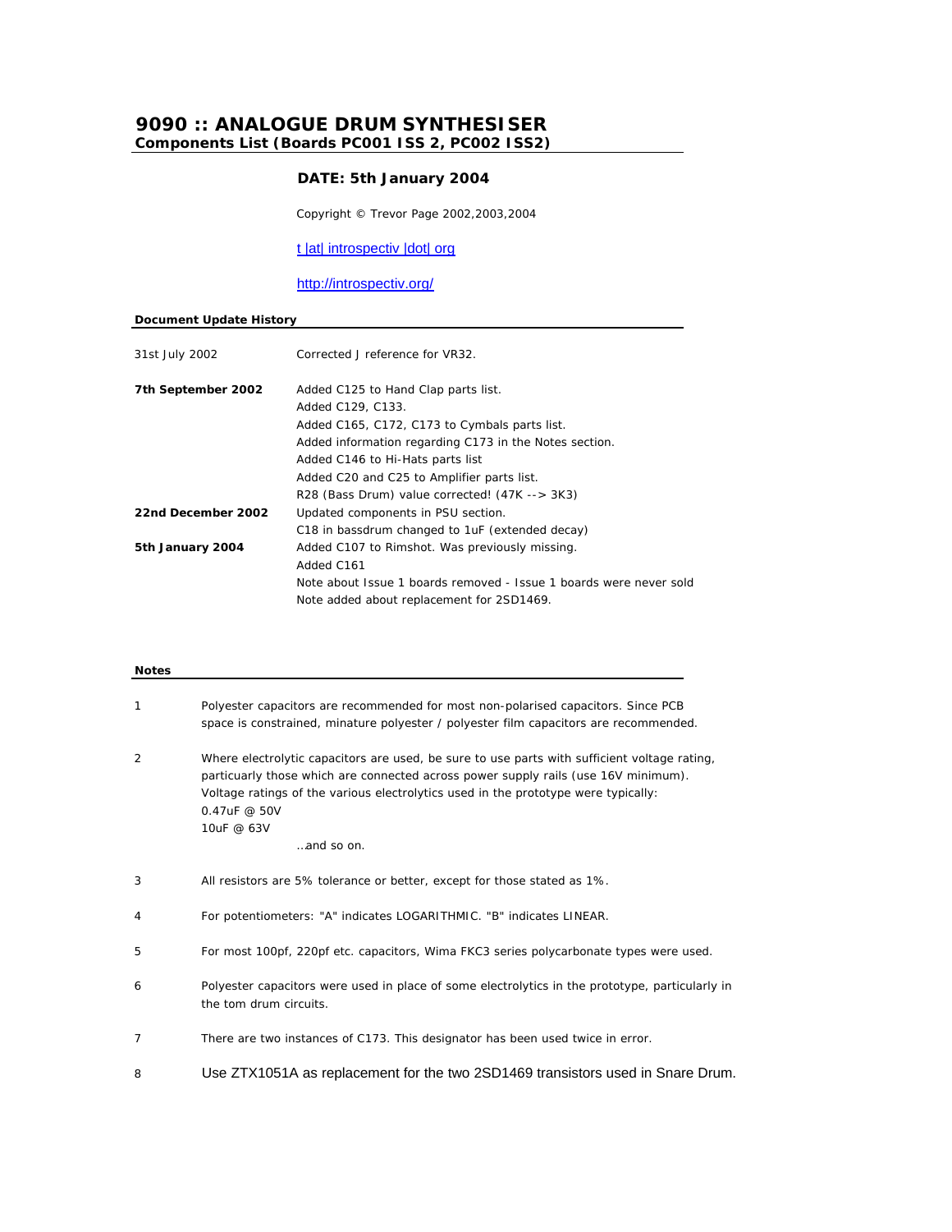# 9090 :: ANALOGUE DRUM SYNTHESISER

**Components List (Boards PC001 ISS 2, PC002 ISS2)**

**DATE: 5th January 2004**

Copyright © Trevor Page 2002,2003,2004

t |at| introspectiv |dot| org

http://introspectiv.org/

## Document Update History

| | |
|---|---|
| 31st July 2002 | Corrected J reference for VR32. |
| **7th September 2002** | Added C125 to Hand Clap parts list.<br>Added C129, C133.<br>Added C165, C172, C173 to Cymbals parts list.<br>Added information regarding C173 in the Notes section.<br>Added C146 to Hi-Hats parts list<br>Added C20 and C25 to Amplifier parts list.<br>R28 (Bass Drum) value corrected! (47K --> 3K3) |
| **22nd December 2002** | Updated components in PSU section.<br>C18 in bassdrum changed to 1uF (extended decay) |
| **5th January 2004** | Added C107 to Rimshot. Was previously missing.<br>Added C161<br>Note about Issue 1 boards removed - Issue 1 boards were never sold<br>Note added about replacement for 2SD1469. |

## Notes

1. Polyester capacitors are recommended for most non-polarised capacitors. Since PCB space is constrained, minature polyester / polyester film capacitors are recommended.

2. Where electrolytic capacitors are used, be sure to use parts with sufficient voltage rating, particularly those which are connected across power supply rails (use 16V minimum). Voltage ratings of the various electrolytics used in the prototype were typically:
   0.47uF @ 50V
   10uF @ 63V
   …and so on.

3. All resistors are 5% tolerance or better, except for those stated as 1%.

4. For potentiometers: "A" indicates LOGARITHMIC. "B" indicates LINEAR.

5. For most 100pf, 220pf etc. capacitors, Wima FKC3 series polycarbonate types were used.

6. Polyester capacitors were used in place of some electrolytics in the prototype, particularly in the tom drum circuits.

7. There are two instances of C173. This designator has been used twice in error.

8. Use ZTX1051A as replacement for the two 2SD1469 transistors used in Snare Drum.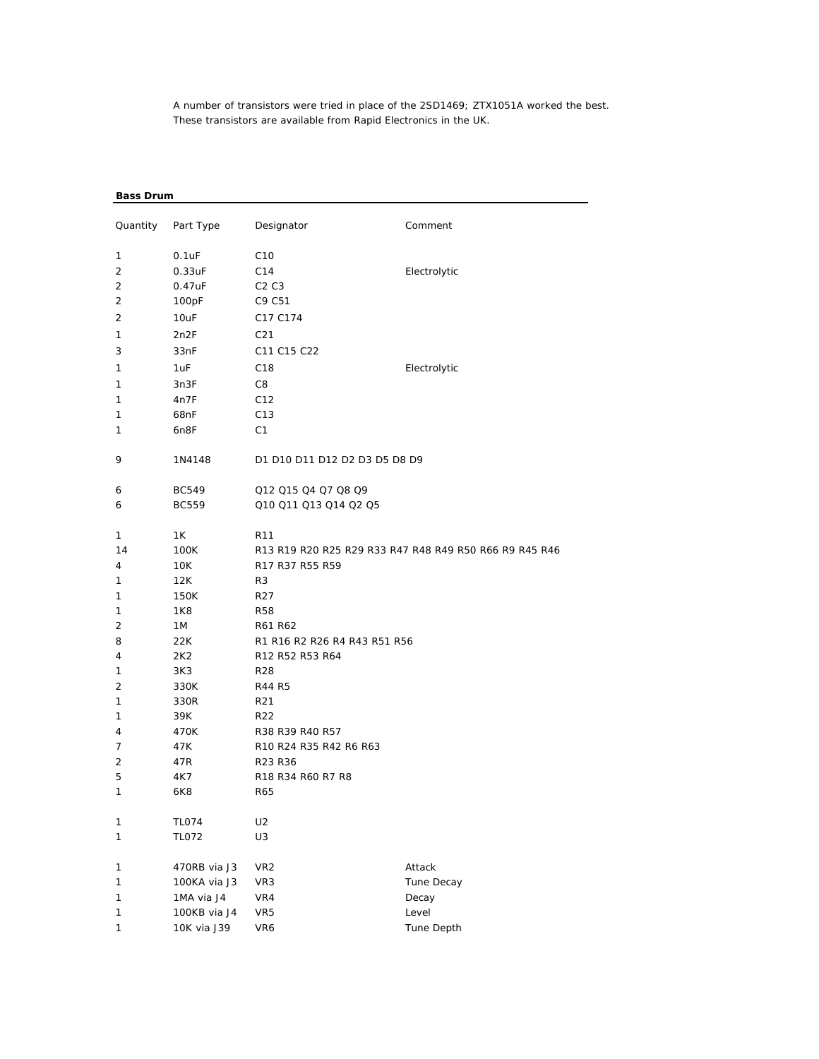A number of transistors were tried in place of the 2SD1469; ZTX1051A worked the best. These transistors are available from Rapid Electronics in the UK.

**Bass Drum**

| Quantity | Part Type | Designator | Comment |
|---|---|---|---|
| 1 | 0.1uF | C10 | |
| 2 | 0.33uF | C14 | Electrolytic |
| 2 | 0.47uF | C2 C3 | |
| 2 | 100pF | C9 C51 | |
| 2 | 10uF | C17 C174 | |
| 1 | 2n2F | C21 | |
| 3 | 33nF | C11 C15 C22 | |
| 1 | 1uF | C18 | Electrolytic |
| 1 | 3n3F | C8 | |
| 1 | 4n7F | C12 | |
| 1 | 68nF | C13 | |
| 1 | 6n8F | C1 | |
| 9 | 1N4148 | D1 D10 D11 D12 D2 D3 D5 D8 D9 | |
| 6 | BC549 | Q12 Q15 Q4 Q7 Q8 Q9 | |
| 6 | BC559 | Q10 Q11 Q13 Q14 Q2 Q5 | |
| 1 | 1K | R11 | |
| 14 | 100K | R13 R19 R20 R25 R29 R33 R47 R48 R49 R50 R66 R9 R45 R46 | |
| 4 | 10K | R17 R37 R55 R59 | |
| 1 | 12K | R3 | |
| 1 | 150K | R27 | |
| 1 | 1K8 | R58 | |
| 2 | 1M | R61 R62 | |
| 8 | 22K | R1 R16 R2 R26 R4 R43 R51 R56 | |
| 4 | 2K2 | R12 R52 R53 R64 | |
| 1 | 3K3 | R28 | |
| 2 | 330K | R44 R5 | |
| 1 | 330R | R21 | |
| 1 | 39K | R22 | |
| 4 | 470K | R38 R39 R40 R57 | |
| 7 | 47K | R10 R24 R35 R42 R6 R63 | |
| 2 | 47R | R23 R36 | |
| 5 | 4K7 | R18 R34 R60 R7 R8 | |
| 1 | 6K8 | R65 | |
| 1 | TL074 | U2 | |
| 1 | TL072 | U3 | |
| 1 | 470RB via J3 | VR2 | Attack |
| 1 | 100KA via J3 | VR3 | Tune Decay |
| 1 | 1MA via J4 | VR4 | Decay |
| 1 | 100KB via J4 | VR5 | Level |
| 1 | 10K via J39 | VR6 | Tune Depth |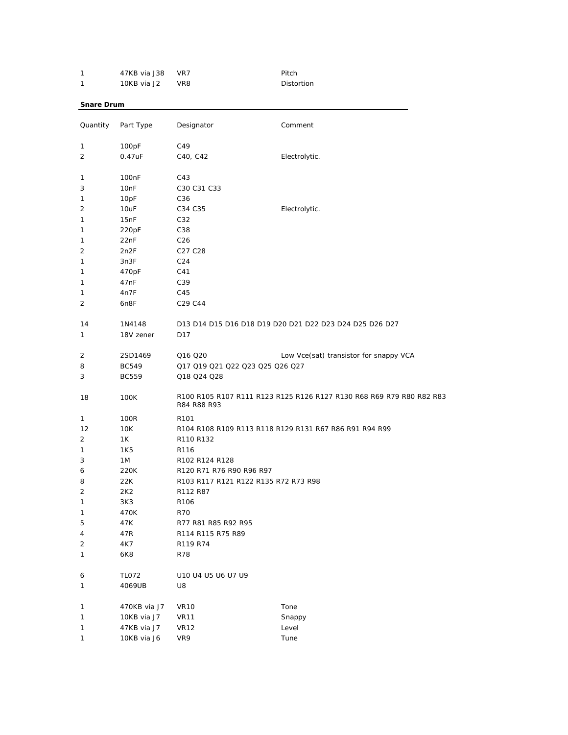| | | | |
|---|---|---|---|
| 1 | 47KB via J38 | VR7 | Pitch |
| 1 | 10KB via J2 | VR8 | Distortion |

**Snare Drum**

| Quantity | Part Type | Designator | Comment |
|---|---|---|---|
| 1 | 100pF | C49 | |
| 2 | 0.47uF | C40, C42 | Electrolytic. |
| 1 | 100nF | C43 | |
| 3 | 10nF | C30 C31 C33 | |
| 1 | 10pF | C36 | |
| 2 | 10uF | C34 C35 | Electrolytic. |
| 1 | 15nF | C32 | |
| 1 | 220pF | C38 | |
| 1 | 22nF | C26 | |
| 2 | 2n2F | C27 C28 | |
| 1 | 3n3F | C24 | |
| 1 | 470pF | C41 | |
| 1 | 47nF | C39 | |
| 1 | 4n7F | C45 | |
| 2 | 6n8F | C29 C44 | |
| 14 | 1N4148 | D13 D14 D15 D16 D18 D19 D20 D21 D22 D23 D24 D25 D26 D27 | |
| 1 | 18V zener | D17 | |
| 2 | 2SD1469 | Q16 Q20 | Low Vce(sat) transistor for snappy VCA |
| 8 | BC549 | Q17 Q19 Q21 Q22 Q23 Q25 Q26 Q27 | |
| 3 | BC559 | Q18 Q24 Q28 | |
| 18 | 100K | R100 R105 R107 R111 R123 R125 R126 R127 R130 R68 R69 R79 R80 R82 R83 R84 R88 R93 | |
| 1 | 100R | R101 | |
| 12 | 10K | R104 R108 R109 R113 R118 R129 R131 R67 R86 R91 R94 R99 | |
| 2 | 1K | R110 R132 | |
| 1 | 1K5 | R116 | |
| 3 | 1M | R102 R124 R128 | |
| 6 | 220K | R120 R71 R76 R90 R96 R97 | |
| 8 | 22K | R103 R117 R121 R122 R135 R72 R73 R98 | |
| 2 | 2K2 | R112 R87 | |
| 1 | 3K3 | R106 | |
| 1 | 470K | R70 | |
| 5 | 47K | R77 R81 R85 R92 R95 | |
| 4 | 47R | R114 R115 R75 R89 | |
| 2 | 4K7 | R119 R74 | |
| 1 | 6K8 | R78 | |
| 6 | TL072 | U10 U4 U5 U6 U7 U9 | |
| 1 | 4069UB | U8 | |
| 1 | 470KB via J7 | VR10 | Tone |
| 1 | 10KB via J7 | VR11 | Snappy |
| 1 | 47KB via J7 | VR12 | Level |
| 1 | 10KB via J6 | VR9 | Tune |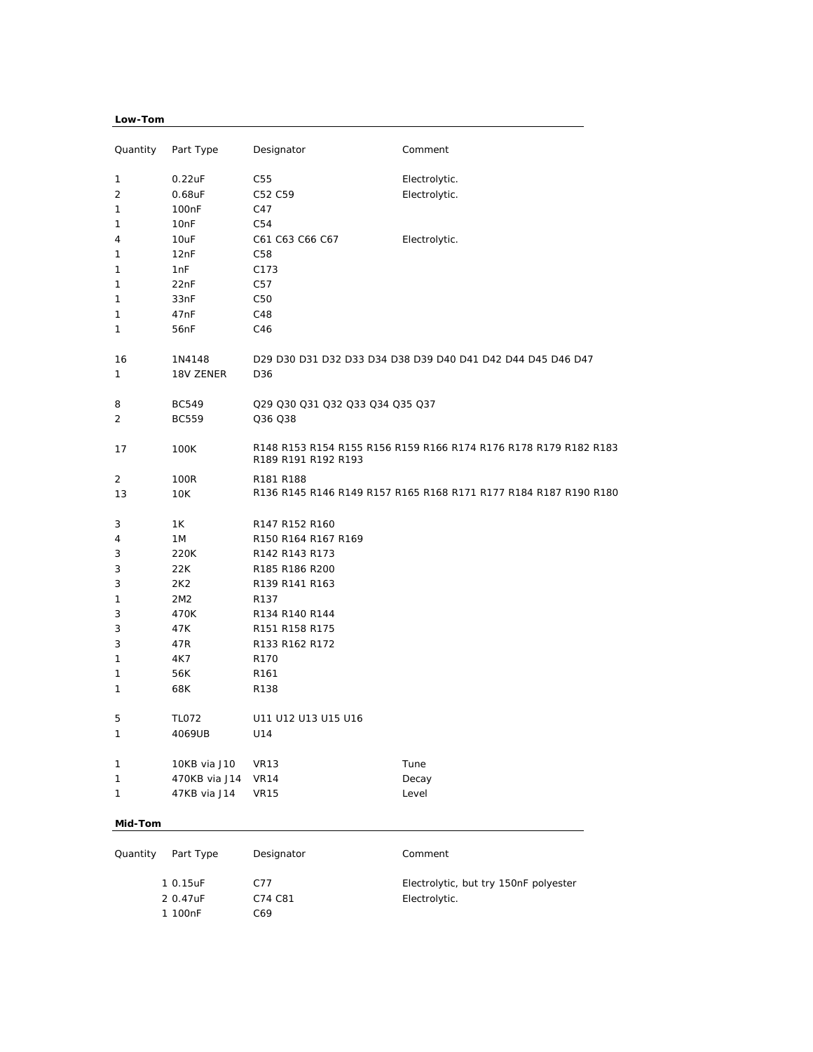**Low-Tom**

| Quantity | Part Type | Designator | Comment |
|---|---|---|---|
| 1 | 0.22uF | C55 | Electrolytic. |
| 2 | 0.68uF | C52 C59 | Electrolytic. |
| 1 | 100nF | C47 | |
| 1 | 10nF | C54 | |
| 4 | 10uF | C61 C63 C66 C67 | Electrolytic. |
| 1 | 12nF | C58 | |
| 1 | 1nF | C173 | |
| 1 | 22nF | C57 | |
| 1 | 33nF | C50 | |
| 1 | 47nF | C48 | |
| 1 | 56nF | C46 | |
| 16 | 1N4148 | D29 D30 D31 D32 D33 D34 D38 D39 D40 D41 D42 D44 D45 D46 D47 | |
| 1 | 18V ZENER | D36 | |
| 8 | BC549 | Q29 Q30 Q31 Q32 Q33 Q34 Q35 Q37 | |
| 2 | BC559 | Q36 Q38 | |
| 17 | 100K | R148 R153 R154 R155 R156 R159 R166 R174 R176 R178 R179 R182 R183 R189 R191 R192 R193 | |
| 2 | 100R | R181 R188 | |
| 13 | 10K | R136 R145 R146 R149 R157 R165 R168 R171 R177 R184 R187 R190 R180 | |
| 3 | 1K | R147 R152 R160 | |
| 4 | 1M | R150 R164 R167 R169 | |
| 3 | 220K | R142 R143 R173 | |
| 3 | 22K | R185 R186 R200 | |
| 3 | 2K2 | R139 R141 R163 | |
| 1 | 2M2 | R137 | |
| 3 | 470K | R134 R140 R144 | |
| 3 | 47K | R151 R158 R175 | |
| 3 | 47R | R133 R162 R172 | |
| 1 | 4K7 | R170 | |
| 1 | 56K | R161 | |
| 1 | 68K | R138 | |
| 5 | TL072 | U11 U12 U13 U15 U16 | |
| 1 | 4069UB | U14 | |
| 1 | 10KB via J10 | VR13 | Tune |
| 1 | 470KB via J14 | VR14 | Decay |
| 1 | 47KB via J14 | VR15 | Level |

**Mid-Tom**

| Quantity | Part Type | Designator | Comment |
|---|---|---|---|
| 1 | 0.15uF | C77 | Electrolytic, but try 150nF polyester |
| 2 | 0.47uF | C74 C81 | Electrolytic. |
| 1 | 100nF | C69 | |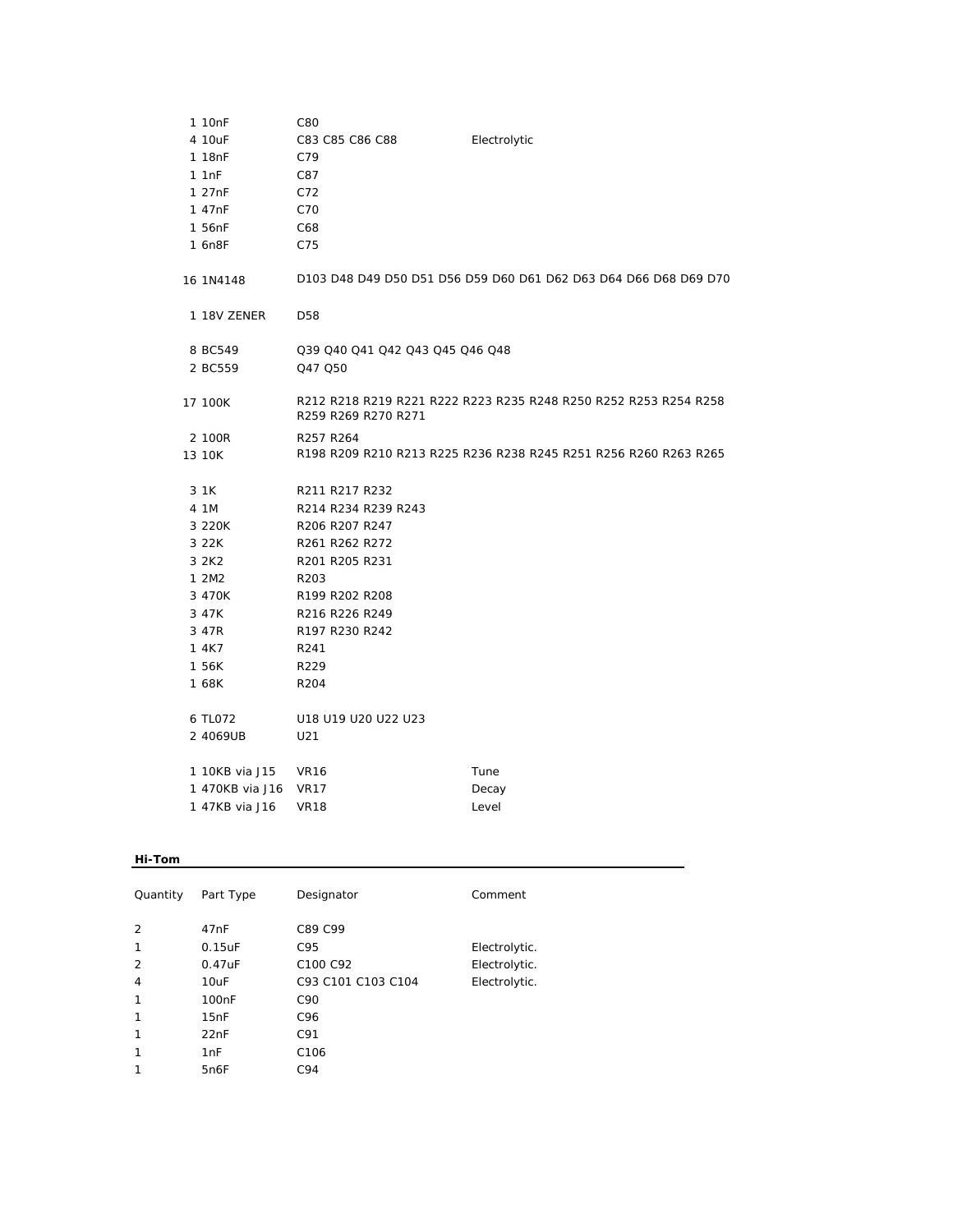| Quantity | Part Type | Designator | Comment |
|---|---|---|---|
| 1 | 10nF | C80 | |
| 4 | 10uF | C83 C85 C86 C88 | Electrolytic |
| 1 | 18nF | C79 | |
| 1 | 1nF | C87 | |
| 1 | 27nF | C72 | |
| 1 | 47nF | C70 | |
| 1 | 56nF | C68 | |
| 1 | 6n8F | C75 | |
| 16 | 1N4148 | D103 D48 D49 D50 D51 D56 D59 D60 D61 D62 D63 D64 D66 D68 D69 D70 | |
| 1 | 18V ZENER | D58 | |
| 8 | BC549 | Q39 Q40 Q41 Q42 Q43 Q45 Q46 Q48 | |
| 2 | BC559 | Q47 Q50 | |
| 17 | 100K | R212 R218 R219 R221 R222 R223 R235 R248 R250 R252 R253 R254 R258 R259 R269 R270 R271 | |
| 2 | 100R | R257 R264 | |
| 13 | 10K | R198 R209 R210 R213 R225 R236 R238 R245 R251 R256 R260 R263 R265 | |
| 3 | 1K | R211 R217 R232 | |
| 4 | 1M | R214 R234 R239 R243 | |
| 3 | 220K | R206 R207 R247 | |
| 3 | 22K | R261 R262 R272 | |
| 3 | 2K2 | R201 R205 R231 | |
| 1 | 2M2 | R203 | |
| 3 | 470K | R199 R202 R208 | |
| 3 | 47K | R216 R226 R249 | |
| 3 | 47R | R197 R230 R242 | |
| 1 | 4K7 | R241 | |
| 1 | 56K | R229 | |
| 1 | 68K | R204 | |
| 6 | TL072 | U18 U19 U20 U22 U23 | |
| 2 | 4069UB | U21 | |
| 1 | 10KB via J15 | VR16 | Tune |
| 1 | 470KB via J16 | VR17 | Decay |
| 1 | 47KB via J16 | VR18 | Level |

**Hi-Tom**

| Quantity | Part Type | Designator | Comment |
|---|---|---|---|
| 2 | 47nF | C89 C99 | |
| 1 | 0.15uF | C95 | Electrolytic. |
| 2 | 0.47uF | C100 C92 | Electrolytic. |
| 4 | 10uF | C93 C101 C103 C104 | Electrolytic. |
| 1 | 100nF | C90 | |
| 1 | 15nF | C96 | |
| 1 | 22nF | C91 | |
| 1 | 1nF | C106 | |
| 1 | 5n6F | C94 | |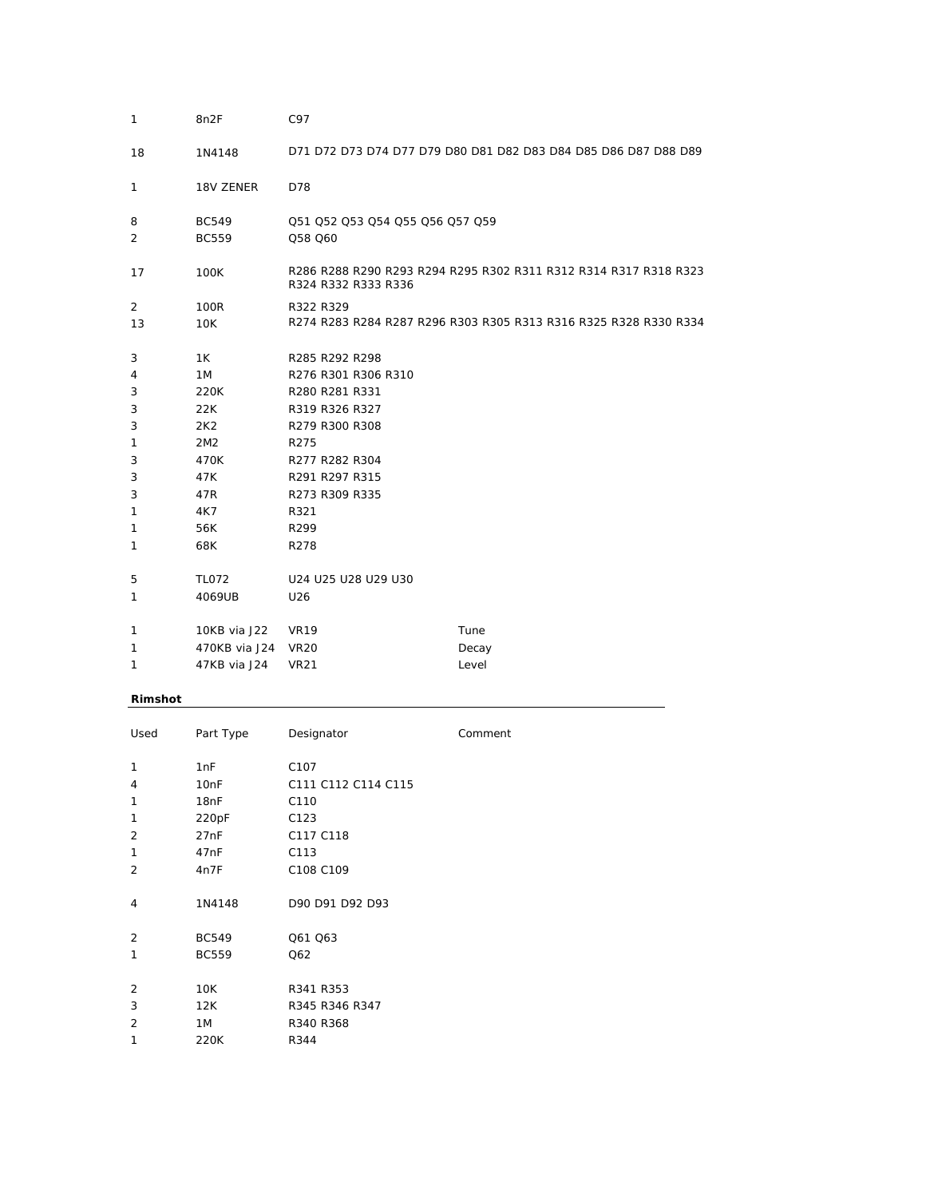| | | | |
|---|---|---|---|
| 1 | 8n2F | C97 | |
| 18 | 1N4148 | D71 D72 D73 D74 D77 D79 D80 D81 D82 D83 D84 D85 D86 D87 D88 D89 | |
| 1 | 18V ZENER | D78 | |
| 8 | BC549 | Q51 Q52 Q53 Q54 Q55 Q56 Q57 Q59 | |
| 2 | BC559 | Q58 Q60 | |
| 17 | 100K | R286 R288 R290 R293 R294 R295 R302 R311 R312 R314 R317 R318 R323 R324 R332 R333 R336 | |
| 2 | 100R | R322 R329 | |
| 13 | 10K | R274 R283 R284 R287 R296 R303 R305 R313 R316 R325 R328 R330 R334 | |
| 3 | 1K | R285 R292 R298 | |
| 4 | 1M | R276 R301 R306 R310 | |
| 3 | 220K | R280 R281 R331 | |
| 3 | 22K | R319 R326 R327 | |
| 3 | 2K2 | R279 R300 R308 | |
| 1 | 2M2 | R275 | |
| 3 | 470K | R277 R282 R304 | |
| 3 | 47K | R291 R297 R315 | |
| 3 | 47R | R273 R309 R335 | |
| 1 | 4K7 | R321 | |
| 1 | 56K | R299 | |
| 1 | 68K | R278 | |
| 5 | TL072 | U24 U25 U28 U29 U30 | |
| 1 | 4069UB | U26 | |
| 1 | 10KB via J22 | VR19 | Tune |
| 1 | 470KB via J24 | VR20 | Decay |
| 1 | 47KB via J24 | VR21 | Level |

**Rimshot**

| Used | Part Type | Designator | Comment |
|---|---|---|---|
| 1 | 1nF | C107 | |
| 4 | 10nF | C111 C112 C114 C115 | |
| 1 | 18nF | C110 | |
| 1 | 220pF | C123 | |
| 2 | 27nF | C117 C118 | |
| 1 | 47nF | C113 | |
| 2 | 4n7F | C108 C109 | |
| 4 | 1N4148 | D90 D91 D92 D93 | |
| 2 | BC549 | Q61 Q63 | |
| 1 | BC559 | Q62 | |
| 2 | 10K | R341 R353 | |
| 3 | 12K | R345 R346 R347 | |
| 2 | 1M | R340 R368 | |
| 1 | 220K | R344 | |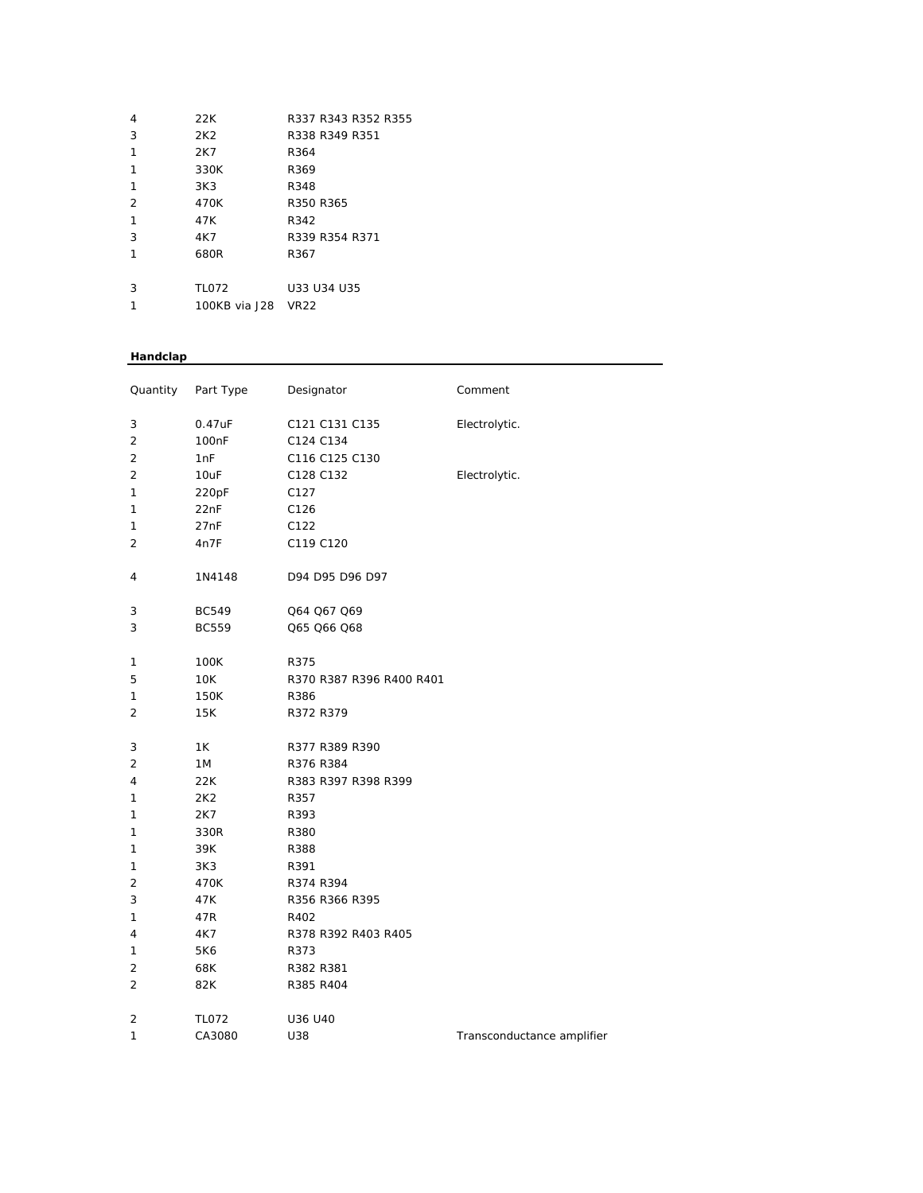| | | |
|---|---|---|
| 4 | 22K | R337 R343 R352 R355 |
| 3 | 2K2 | R338 R349 R351 |
| 1 | 2K7 | R364 |
| 1 | 330K | R369 |
| 1 | 3K3 | R348 |
| 2 | 470K | R350 R365 |
| 1 | 47K | R342 |
| 3 | 4K7 | R339 R354 R371 |
| 1 | 680R | R367 |
| | | |
| 3 | TL072 | U33 U34 U35 |
| 1 | 100KB via J28 | VR22 |

**Handclap**

| Quantity | Part Type | Designator | Comment |
|---|---|---|---|
| 3 | 0.47uF | C121 C131 C135 | Electrolytic. |
| 2 | 100nF | C124 C134 | |
| 2 | 1nF | C116 C125 C130 | |
| 2 | 10uF | C128 C132 | Electrolytic. |
| 1 | 220pF | C127 | |
| 1 | 22nF | C126 | |
| 1 | 27nF | C122 | |
| 2 | 4n7F | C119 C120 | |
| | | | |
| 4 | 1N4148 | D94 D95 D96 D97 | |
| | | | |
| 3 | BC549 | Q64 Q67 Q69 | |
| 3 | BC559 | Q65 Q66 Q68 | |
| | | | |
| 1 | 100K | R375 | |
| 5 | 10K | R370 R387 R396 R400 R401 | |
| 1 | 150K | R386 | |
| 2 | 15K | R372 R379 | |
| | | | |
| 3 | 1K | R377 R389 R390 | |
| 2 | 1M | R376 R384 | |
| 4 | 22K | R383 R397 R398 R399 | |
| 1 | 2K2 | R357 | |
| 1 | 2K7 | R393 | |
| 1 | 330R | R380 | |
| 1 | 39K | R388 | |
| 1 | 3K3 | R391 | |
| 2 | 470K | R374 R394 | |
| 3 | 47K | R356 R366 R395 | |
| 1 | 47R | R402 | |
| 4 | 4K7 | R378 R392 R403 R405 | |
| 1 | 5K6 | R373 | |
| 2 | 68K | R382 R381 | |
| 2 | 82K | R385 R404 | |
| | | | |
| 2 | TL072 | U36 U40 | |
| 1 | CA3080 | U38 | Transconductance amplifier |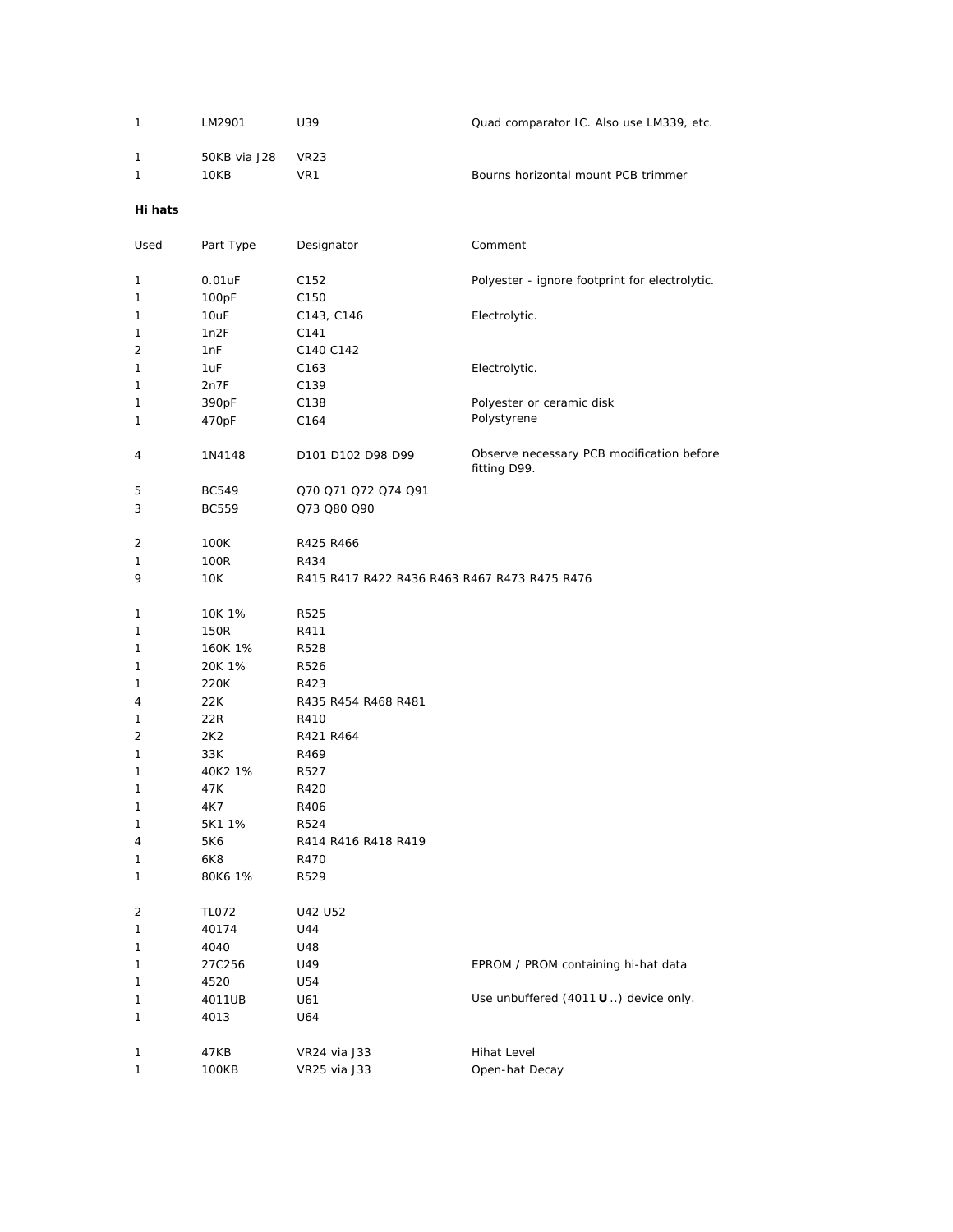| | | | |
|---|---|---|---|
| 1 | LM2901 | U39 | Quad comparator IC. Also use LM339, etc. |
| 1 | 50KB via J28 | VR23 | |
| 1 | 10KB | VR1 | Bourns horizontal mount PCB trimmer |

**Hi hats**

| Used | Part Type | Designator | Comment |
|---|---|---|---|
| 1 | 0.01uF | C152 | Polyester - ignore footprint for electrolytic. |
| 1 | 100pF | C150 | |
| 1 | 10uF | C143, C146 | Electrolytic. |
| 1 | 1n2F | C141 | |
| 2 | 1nF | C140 C142 | |
| 1 | 1uF | C163 | Electrolytic. |
| 1 | 2n7F | C139 | |
| 1 | 390pF | C138 | Polyester or ceramic disk |
| 1 | 470pF | C164 | Polystyrene |
| 4 | 1N4148 | D101 D102 D98 D99 | Observe necessary PCB modification before fitting D99. |
| 5 | BC549 | Q70 Q71 Q72 Q74 Q91 | |
| 3 | BC559 | Q73 Q80 Q90 | |
| 2 | 100K | R425 R466 | |
| 1 | 100R | R434 | |
| 9 | 10K | R415 R417 R422 R436 R463 R467 R473 R475 R476 | |
| 1 | 10K 1% | R525 | |
| 1 | 150R | R411 | |
| 1 | 160K 1% | R528 | |
| 1 | 20K 1% | R526 | |
| 1 | 220K | R423 | |
| 4 | 22K | R435 R454 R468 R481 | |
| 1 | 22R | R410 | |
| 2 | 2K2 | R421 R464 | |
| 1 | 33K | R469 | |
| 1 | 40K2 1% | R527 | |
| 1 | 47K | R420 | |
| 1 | 4K7 | R406 | |
| 1 | 5K1 1% | R524 | |
| 4 | 5K6 | R414 R416 R418 R419 | |
| 1 | 6K8 | R470 | |
| 1 | 80K6 1% | R529 | |
| 2 | TL072 | U42 U52 | |
| 1 | 40174 | U44 | |
| 1 | 4040 | U48 | |
| 1 | 27C256 | U49 | EPROM / PROM containing hi-hat data |
| 1 | 4520 | U54 | |
| 1 | 4011UB | U61 | Use unbuffered (4011**U**..) device only. |
| 1 | 4013 | U64 | |
| 1 | 47KB | VR24 via J33 | Hihat Level |
| 1 | 100KB | VR25 via J33 | Open-hat Decay |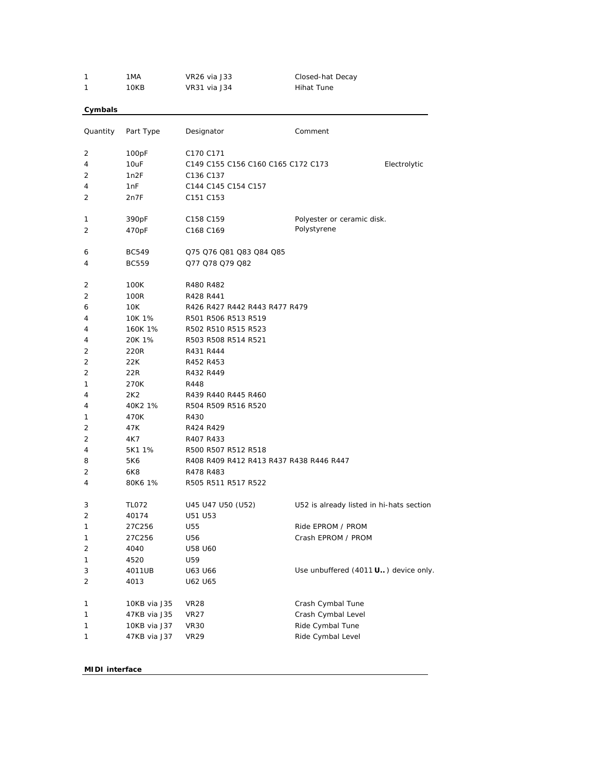| | | | |
|---|---|---|---|
| 1 | 1MA | VR26 via J33 | Closed-hat Decay |
| 1 | 10KB | VR31 via J34 | Hihat Tune |

**Cymbals**

| Quantity | Part Type | Designator | Comment |
|---|---|---|---|
| 2 | 100pF | C170 C171 | |
| 4 | 10uF | C149 C155 C156 C160 C165 C172 C173 | Electrolytic |
| 2 | 1n2F | C136 C137 | |
| 4 | 1nF | C144 C145 C154 C157 | |
| 2 | 2n7F | C151 C153 | |
| 1 | 390pF | C158 C159 | Polyester or ceramic disk. |
| 2 | 470pF | C168 C169 | Polystyrene |
| 6 | BC549 | Q75 Q76 Q81 Q83 Q84 Q85 | |
| 4 | BC559 | Q77 Q78 Q79 Q82 | |
| 2 | 100K | R480 R482 | |
| 2 | 100R | R428 R441 | |
| 6 | 10K | R426 R427 R442 R443 R477 R479 | |
| 4 | 10K 1% | R501 R506 R513 R519 | |
| 4 | 160K 1% | R502 R510 R515 R523 | |
| 4 | 20K 1% | R503 R508 R514 R521 | |
| 2 | 220R | R431 R444 | |
| 2 | 22K | R452 R453 | |
| 2 | 22R | R432 R449 | |
| 1 | 270K | R448 | |
| 4 | 2K2 | R439 R440 R445 R460 | |
| 4 | 40K2 1% | R504 R509 R516 R520 | |
| 1 | 470K | R430 | |
| 2 | 47K | R424 R429 | |
| 2 | 4K7 | R407 R433 | |
| 4 | 5K1 1% | R500 R507 R512 R518 | |
| 8 | 5K6 | R408 R409 R412 R413 R437 R438 R446 R447 | |
| 2 | 6K8 | R478 R483 | |
| 4 | 80K6 1% | R505 R511 R517 R522 | |
| 3 | TL072 | U45 U47 U50 (U52) | U52 is already listed in hi-hats section |
| 2 | 40174 | U51 U53 | |
| 1 | 27C256 | U55 | Ride EPROM / PROM |
| 1 | 27C256 | U56 | Crash EPROM / PROM |
| 2 | 4040 | U58 U60 | |
| 1 | 4520 | U59 | |
| 3 | 4011UB | U63 U66 | Use unbuffered (4011 **U..**) device only. |
| 2 | 4013 | U62 U65 | |
| 1 | 10KB via J35 | VR28 | Crash Cymbal Tune |
| 1 | 47KB via J35 | VR27 | Crash Cymbal Level |
| 1 | 10KB via J37 | VR30 | Ride Cymbal Tune |
| 1 | 47KB via J37 | VR29 | Ride Cymbal Level |

**MIDI interface**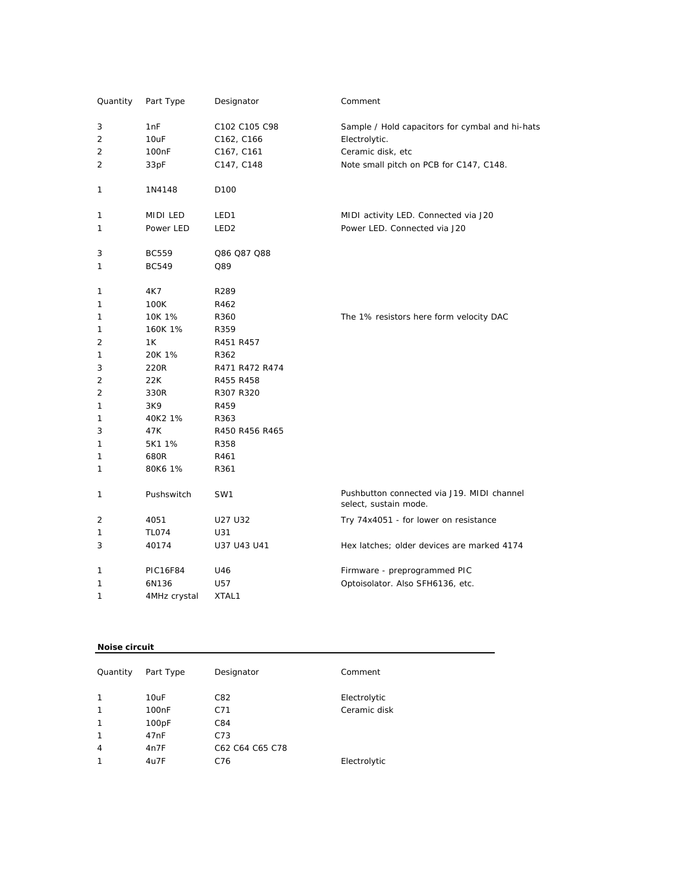| Quantity | Part Type | Designator | Comment |
|---|---|---|---|
| 3 | 1nF | C102 C105 C98 | Sample / Hold capacitors for cymbal and hi-hats |
| 2 | 10uF | C162, C166 | Electrolytic. |
| 2 | 100nF | C167, C161 | Ceramic disk, etc |
| 2 | 33pF | C147, C148 | Note small pitch on PCB for C147, C148. |
| 1 | 1N4148 | D100 | |
| 1 | MIDI LED | LED1 | MIDI activity LED. Connected via J20 |
| 1 | Power LED | LED2 | Power LED. Connected via J20 |
| 3 | BC559 | Q86 Q87 Q88 | |
| 1 | BC549 | Q89 | |
| 1 | 4K7 | R289 | |
| 1 | 100K | R462 | |
| 1 | 10K 1% | R360 | The 1% resistors here form velocity DAC |
| 1 | 160K 1% | R359 | |
| 2 | 1K | R451 R457 | |
| 1 | 20K 1% | R362 | |
| 3 | 220R | R471 R472 R474 | |
| 2 | 22K | R455 R458 | |
| 2 | 330R | R307 R320 | |
| 1 | 3K9 | R459 | |
| 1 | 40K2 1% | R363 | |
| 3 | 47K | R450 R456 R465 | |
| 1 | 5K1 1% | R358 | |
| 1 | 680R | R461 | |
| 1 | 80K6 1% | R361 | |
| 1 | Pushswitch | SW1 | Pushbutton connected via J19. MIDI channel select, sustain mode. |
| 2 | 4051 | U27 U32 | Try 74x4051 - for lower on resistance |
| 1 | TL074 | U31 | |
| 3 | 40174 | U37 U43 U41 | Hex latches; older devices are marked 4174 |
| 1 | PIC16F84 | U46 | Firmware - preprogrammed PIC |
| 1 | 6N136 | U57 | Optoisolator. Also SFH6136, etc. |
| 1 | 4MHz crystal | XTAL1 | |

**Noise circuit**

| Quantity | Part Type | Designator | Comment |
|---|---|---|---|
| 1 | 10uF | C82 | Electrolytic |
| 1 | 100nF | C71 | Ceramic disk |
| 1 | 100pF | C84 | |
| 1 | 47nF | C73 | |
| 4 | 4n7F | C62 C64 C65 C78 | |
| 1 | 4u7F | C76 | Electrolytic |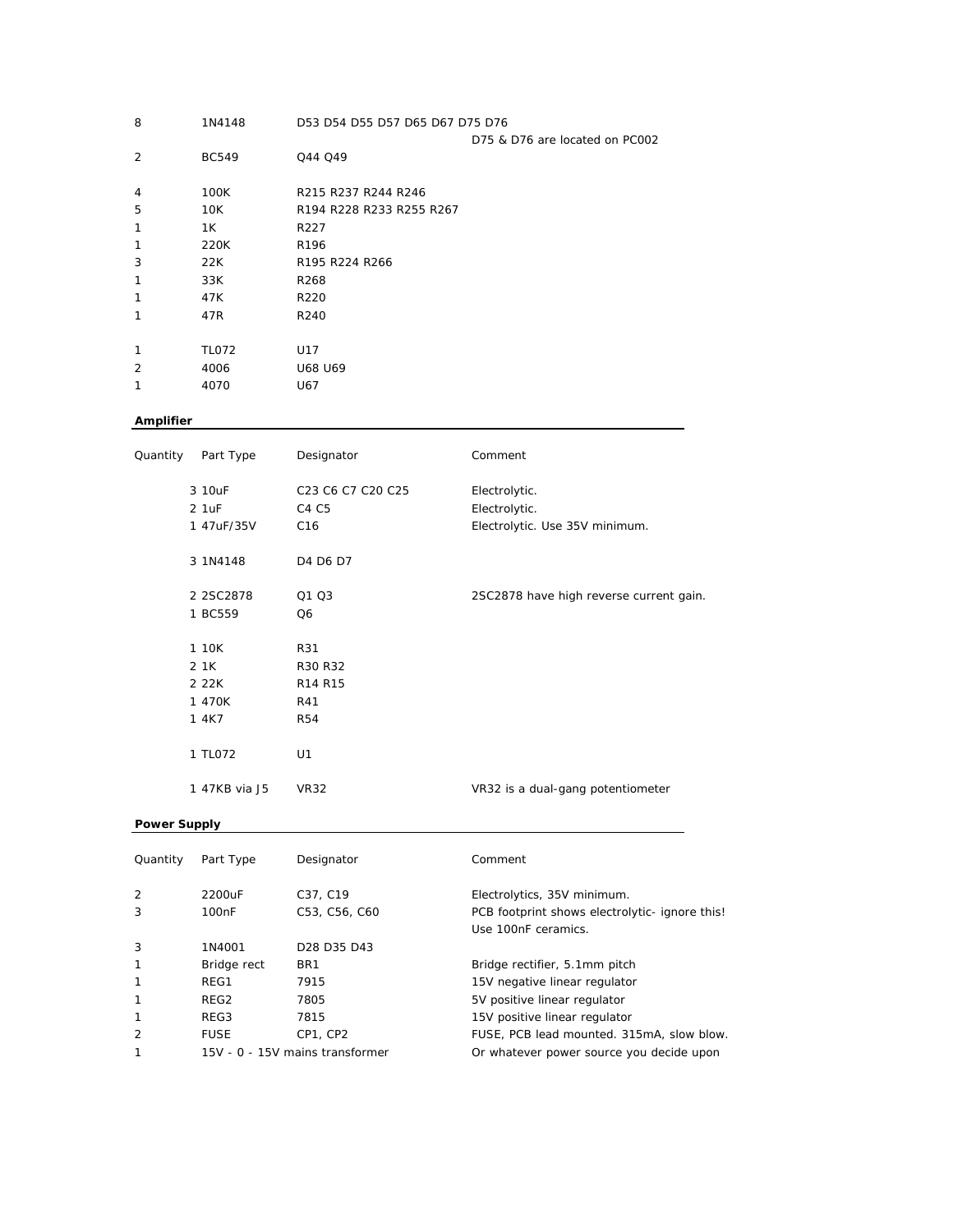| | | | |
|---|---|---|---|
| 8 | 1N4148 | D53 D54 D55 D57 D65 D67 D75 D76 | D75 & D76 are located on PC002 |
| 2 | BC549 | Q44 Q49 | |
| 4 | 100K | R215 R237 R244 R246 | |
| 5 | 10K | R194 R228 R233 R255 R267 | |
| 1 | 1K | R227 | |
| 1 | 220K | R196 | |
| 3 | 22K | R195 R224 R266 | |
| 1 | 33K | R268 | |
| 1 | 47K | R220 | |
| 1 | 47R | R240 | |
| 1 | TL072 | U17 | |
| 2 | 4006 | U68 U69 | |
| 1 | 4070 | U67 | |

**Amplifier**

| Quantity | Part Type | Designator | Comment |
|---|---|---|---|
| 3 | 10uF | C23 C6 C7 C20 C25 | Electrolytic. |
| 2 | 1uF | C4 C5 | Electrolytic. |
| 1 | 47uF/35V | C16 | Electrolytic. Use 35V minimum. |
| 3 | 1N4148 | D4 D6 D7 | |
| 2 | 2SC2878 | Q1 Q3 | 2SC2878 have high reverse current gain. |
| 1 | BC559 | Q6 | |
| 1 | 10K | R31 | |
| 2 | 1K | R30 R32 | |
| 2 | 22K | R14 R15 | |
| 1 | 470K | R41 | |
| 1 | 4K7 | R54 | |
| 1 | TL072 | U1 | |
| 1 | 47KB via J5 | VR32 | VR32 is a dual-gang potentiometer |

**Power Supply**

| Quantity | Part Type | Designator | Comment |
|---|---|---|---|
| 2 | 2200uF | C37, C19 | Electrolytics, 35V minimum. |
| 3 | 100nF | C53, C56, C60 | PCB footprint shows electrolytic- ignore this! Use 100nF ceramics. |
| 3 | 1N4001 | D28 D35 D43 | |
| 1 | Bridge rect | BR1 | Bridge rectifier, 5.1mm pitch |
| 1 | REG1 | 7915 | 15V negative linear regulator |
| 1 | REG2 | 7805 | 5V positive linear regulator |
| 1 | REG3 | 7815 | 15V positive linear regulator |
| 2 | FUSE | CP1, CP2 | FUSE, PCB lead mounted. 315mA, slow blow. |
| 1 | 15V - 0 - 15V mains transformer | | Or whatever power source you decide upon |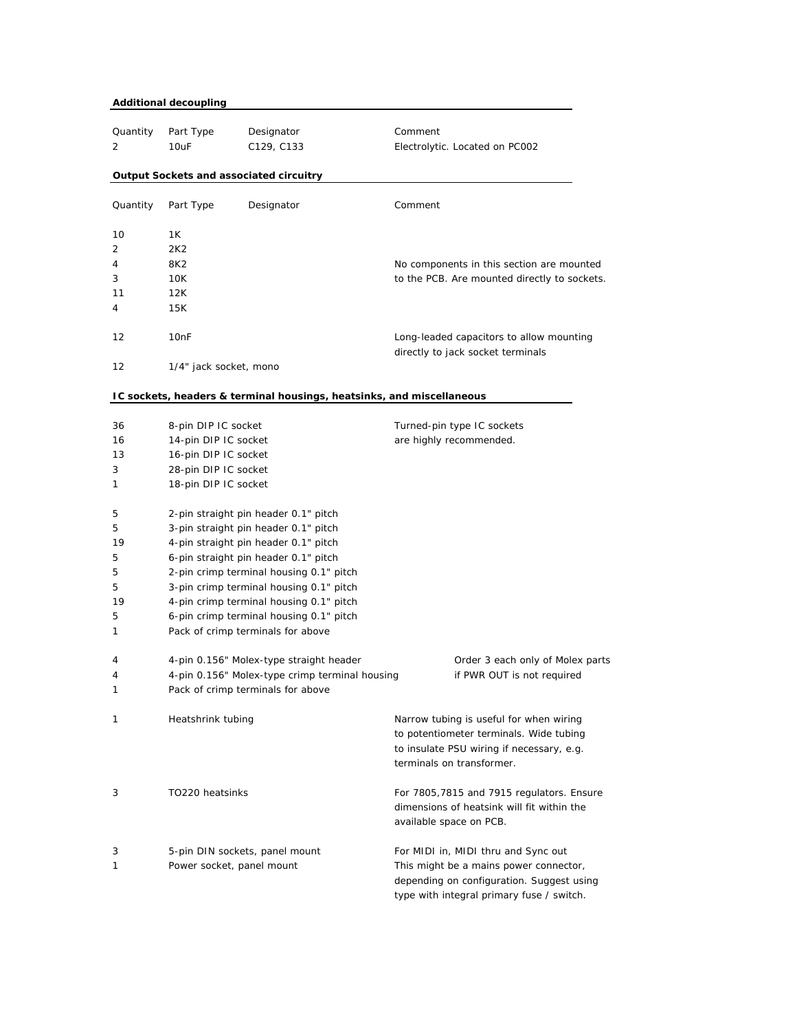**Additional decoupling**

| Quantity | Part Type | Designator | Comment |
|---|---|---|---|
| 2 | 10uF | C129, C133 | Electrolytic. Located on PC002 |

**Output Sockets and associated circuitry**

| Quantity | Part Type | Designator | Comment |
|---|---|---|---|
| 10 | 1K | | |
| 2 | 2K2 | | |
| 4 | 8K2 | | No components in this section are mounted |
| 3 | 10K | | to the PCB. Are mounted directly to sockets. |
| 11 | 12K | | |
| 4 | 15K | | |
| 12 | 10nF | | Long-leaded capacitors to allow mounting directly to jack socket terminals |
| 12 | 1/4" jack socket, mono | | |

**IC sockets, headers & terminal housings, heatsinks, and miscellaneous**

| Quantity | Part Type | Comment |
|---|---|---|
| 36 | 8-pin DIP IC socket | Turned-pin type IC sockets |
| 16 | 14-pin DIP IC socket | are highly recommended. |
| 13 | 16-pin DIP IC socket | |
| 3 | 28-pin DIP IC socket | |
| 1 | 18-pin DIP IC socket | |
| 5 | 2-pin straight pin header 0.1" pitch | |
| 5 | 3-pin straight pin header 0.1" pitch | |
| 19 | 4-pin straight pin header 0.1" pitch | |
| 5 | 6-pin straight pin header 0.1" pitch | |
| 5 | 2-pin crimp terminal housing 0.1" pitch | |
| 5 | 3-pin crimp terminal housing 0.1" pitch | |
| 19 | 4-pin crimp terminal housing 0.1" pitch | |
| 5 | 6-pin crimp terminal housing 0.1" pitch | |
| 1 | Pack of crimp terminals for above | |
| 4 | 4-pin 0.156" Molex-type straight header | Order 3 each only of Molex parts |
| 4 | 4-pin 0.156" Molex-type crimp terminal housing | if PWR OUT is not required |
| 1 | Pack of crimp terminals for above | |
| 1 | Heatshrink tubing | Narrow tubing is useful for when wiring to potentiometer terminals. Wide tubing to insulate PSU wiring if necessary, e.g. terminals on transformer. |
| 3 | TO220 heatsinks | For 7805,7815 and 7915 regulators. Ensure dimensions of heatsink will fit within the available space on PCB. |
| 3 | 5-pin DIN sockets, panel mount | For MIDI in, MIDI thru and Sync out |
| 1 | Power socket, panel mount | This might be a mains power connector, depending on configuration. Suggest using type with integral primary fuse / switch. |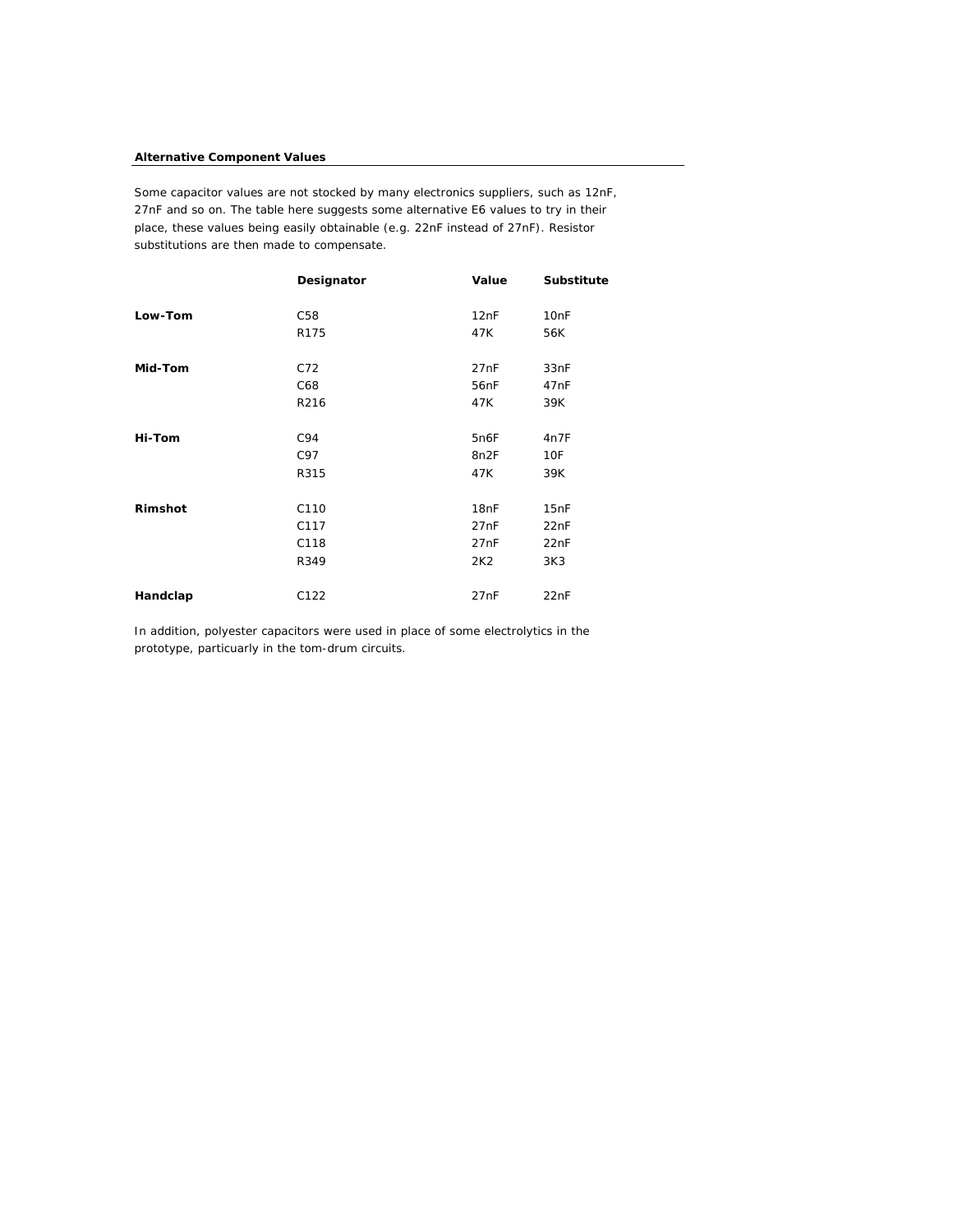### Alternative Component Values

Some capacitor values are not stocked by many electronics suppliers, such as 12nF, 27nF and so on. The table here suggests some alternative E6 values to try in their place, these values being easily obtainable (e.g. 22nF instead of 27nF). Resistor substitutions are then made to compensate.

| | Designator | Value | Substitute |
|---|---|---|---|
| **Low-Tom** | C58 | 12nF | 10nF |
| | R175 | 47K | 56K |
| **Mid-Tom** | C72 | 27nF | 33nF |
| | C68 | 56nF | 47nF |
| | R216 | 47K | 39K |
| **Hi-Tom** | C94 | 5n6F | 4n7F |
| | C97 | 8n2F | 10F |
| | R315 | 47K | 39K |
| **Rimshot** | C110 | 18nF | 15nF |
| | C117 | 27nF | 22nF |
| | C118 | 27nF | 22nF |
| | R349 | 2K2 | 3K3 |
| **Handclap** | C122 | 27nF | 22nF |

In addition, polyester capacitors were used in place of some electrolytics in the prototype, particuarly in the tom-drum circuits.